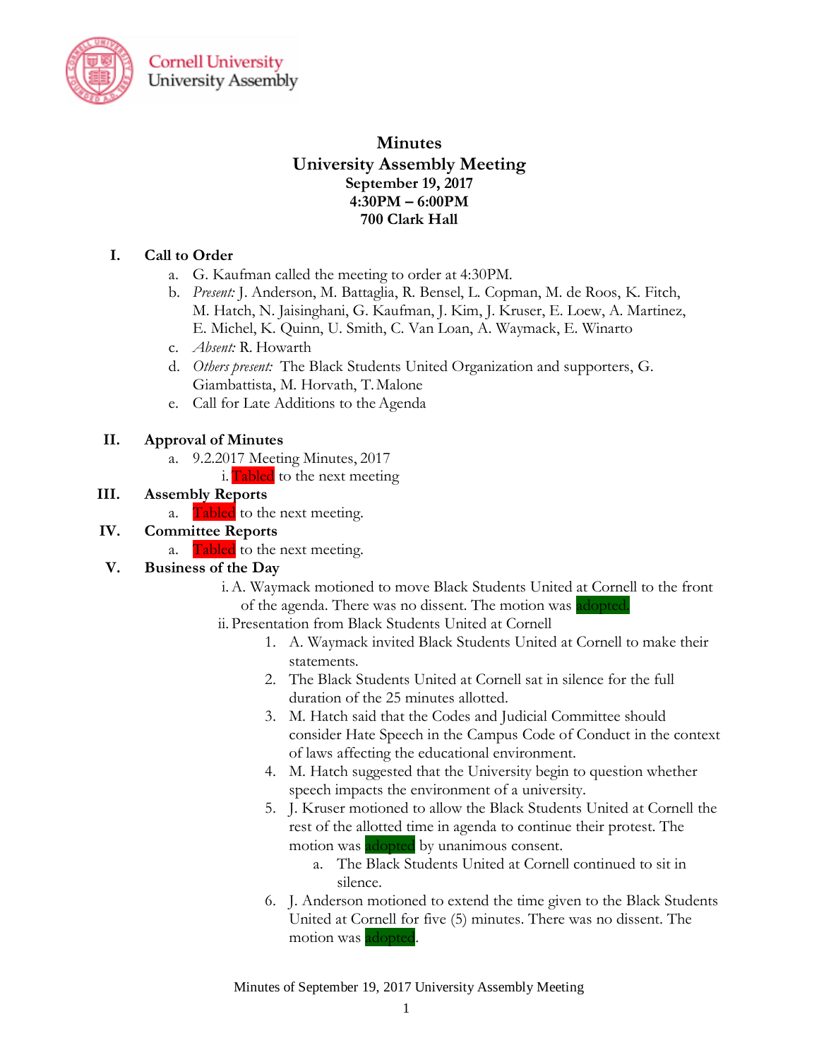Cornell University
University Assembly

# Minutes
## University Assembly Meeting
### September 19, 2017
### 4:30PM – 6:00PM
### 700 Clark Hall

**I. Call to Order**

a. G. Kaufman called the meeting to order at 4:30PM.
b. *Present:* J. Anderson, M. Battaglia, R. Bensel, L. Copman, M. de Roos, K. Fitch, M. Hatch, N. Jaisinghani, G. Kaufman, J. Kim, J. Kruser, E. Loew, A. Martinez, E. Michel, K. Quinn, U. Smith, C. Van Loan, A. Waymack, E. Winarto
c. *Absent:* R. Howarth
d. *Others present:* The Black Students United Organization and supporters, G. Giambattista, M. Horvath, T. Malone
e. Call for Late Additions to the Agenda

**II. Approval of Minutes**

a. 9.2.2017 Meeting Minutes, 2017
   i. Tabled to the next meeting

**III. Assembly Reports**

a. Tabled to the next meeting.

**IV. Committee Reports**

a. Tabled to the next meeting.

**V. Business of the Day**

i. A. Waymack motioned to move Black Students United at Cornell to the front of the agenda. There was no dissent. The motion was adopted.

ii. Presentation from Black Students United at Cornell

1. A. Waymack invited Black Students United at Cornell to make their statements.
2. The Black Students United at Cornell sat in silence for the full duration of the 25 minutes allotted.
3. M. Hatch said that the Codes and Judicial Committee should consider Hate Speech in the Campus Code of Conduct in the context of laws affecting the educational environment.
4. M. Hatch suggested that the University begin to question whether speech impacts the environment of a university.
5. J. Kruser motioned to allow the Black Students United at Cornell the rest of the allotted time in agenda to continue their protest. The motion was adopted by unanimous consent.
   a. The Black Students United at Cornell continued to sit in silence.
6. J. Anderson motioned to extend the time given to the Black Students United at Cornell for five (5) minutes. There was no dissent. The motion was adopted.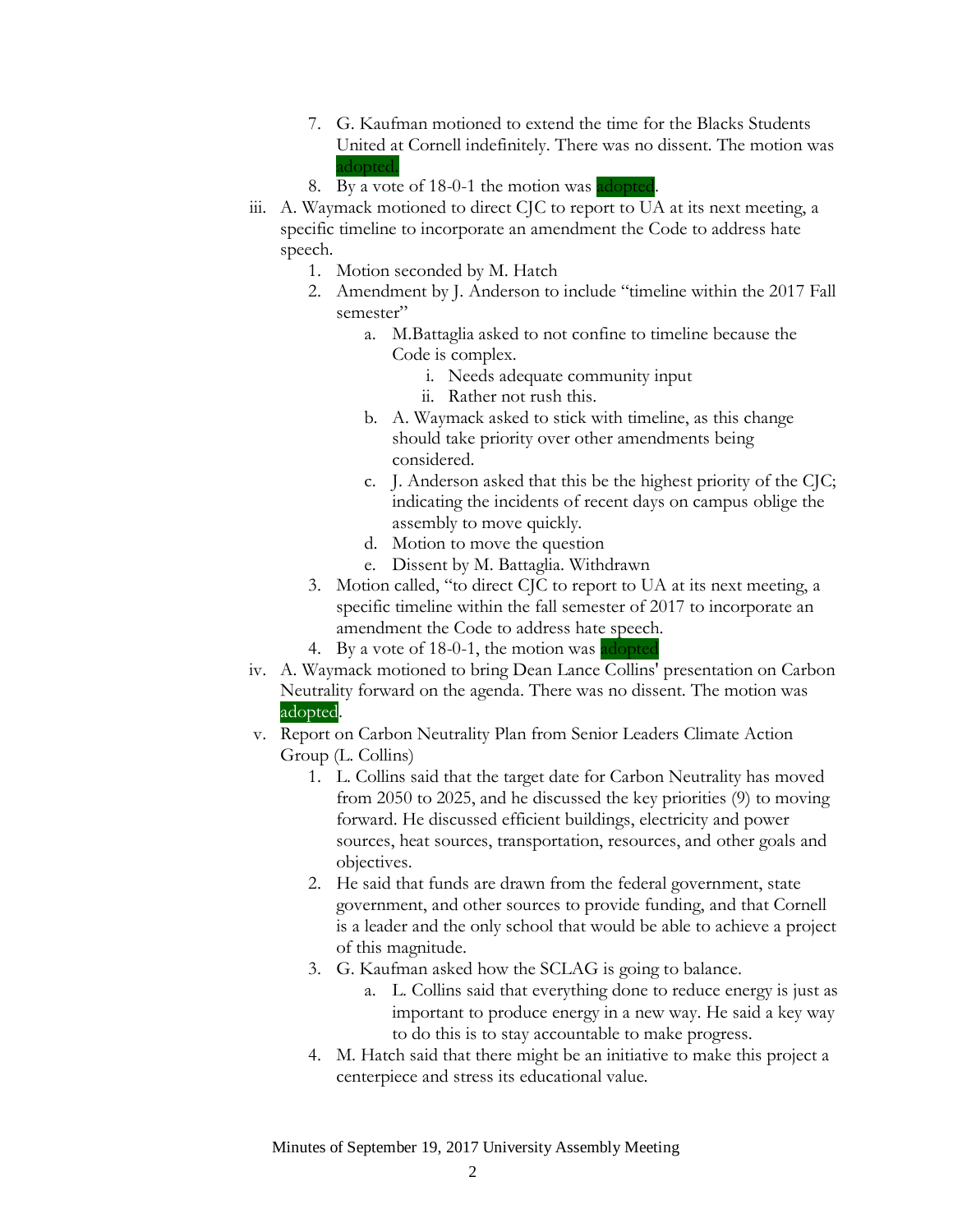7. G. Kaufman motioned to extend the time for the Blacks Students United at Cornell indefinitely. There was no dissent. The motion was adopted.
8. By a vote of 18-0-1 the motion was adopted.

iii. A. Waymack motioned to direct CJC to report to UA at its next meeting, a specific timeline to incorporate an amendment the Code to address hate speech.
   1. Motion seconded by M. Hatch
   2. Amendment by J. Anderson to include "timeline within the 2017 Fall semester"
      a. M.Battaglia asked to not confine to timeline because the Code is complex.
         i. Needs adequate community input
         ii. Rather not rush this.
      b. A. Waymack asked to stick with timeline, as this change should take priority over other amendments being considered.
      c. J. Anderson asked that this be the highest priority of the CJC; indicating the incidents of recent days on campus oblige the assembly to move quickly.
      d. Motion to move the question
      e. Dissent by M. Battaglia. Withdrawn
   3. Motion called, "to direct CJC to report to UA at its next meeting, a specific timeline within the fall semester of 2017 to incorporate an amendment the Code to address hate speech.
   4. By a vote of 18-0-1, the motion was adopted

iv. A. Waymack motioned to bring Dean Lance Collins' presentation on Carbon Neutrality forward on the agenda. There was no dissent. The motion was adopted.

v. Report on Carbon Neutrality Plan from Senior Leaders Climate Action Group (L. Collins)
   1. L. Collins said that the target date for Carbon Neutrality has moved from 2050 to 2025, and he discussed the key priorities (9) to moving forward. He discussed efficient buildings, electricity and power sources, heat sources, transportation, resources, and other goals and objectives.
   2. He said that funds are drawn from the federal government, state government, and other sources to provide funding, and that Cornell is a leader and the only school that would be able to achieve a project of this magnitude.
   3. G. Kaufman asked how the SCLAG is going to balance.
      a. L. Collins said that everything done to reduce energy is just as important to produce energy in a new way. He said a key way to do this is to stay accountable to make progress.
   4. M. Hatch said that there might be an initiative to make this project a centerpiece and stress its educational value.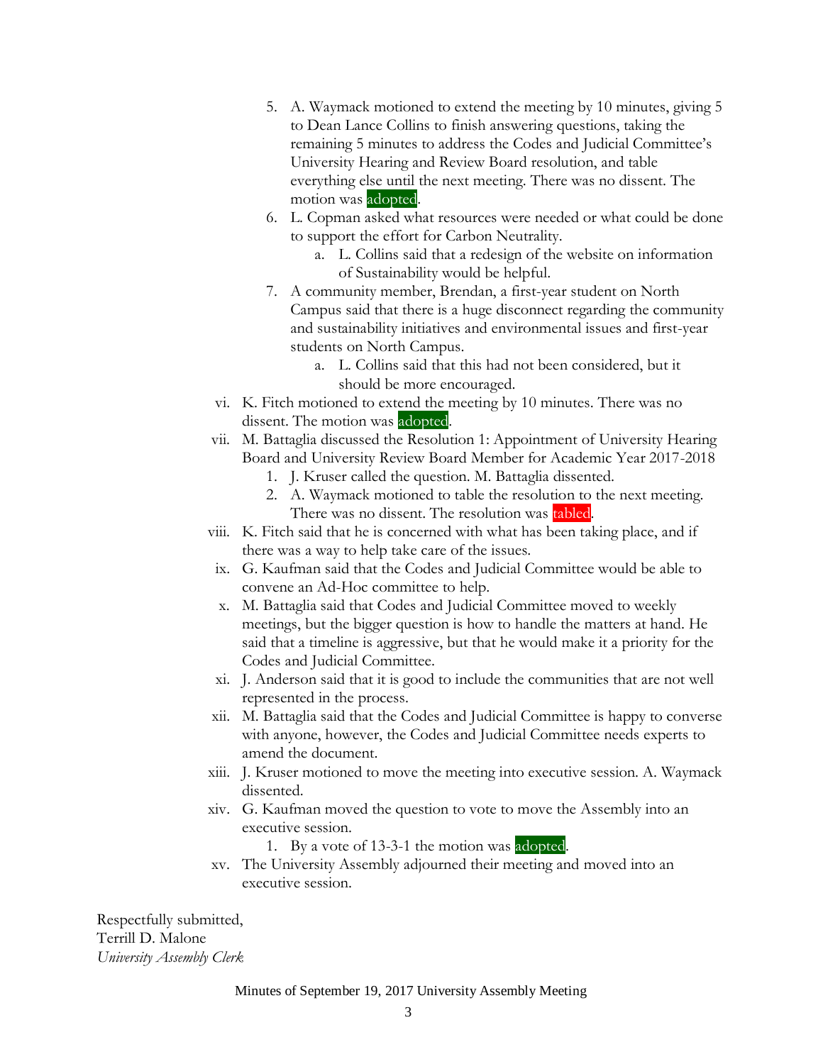5. A. Waymack motioned to extend the meeting by 10 minutes, giving 5 to Dean Lance Collins to finish answering questions, taking the remaining 5 minutes to address the Codes and Judicial Committee's University Hearing and Review Board resolution, and table everything else until the next meeting. There was no dissent. The motion was adopted.
6. L. Copman asked what resources were needed or what could be done to support the effort for Carbon Neutrality.
   a. L. Collins said that a redesign of the website on information of Sustainability would be helpful.
7. A community member, Brendan, a first-year student on North Campus said that there is a huge disconnect regarding the community and sustainability initiatives and environmental issues and first-year students on North Campus.
   a. L. Collins said that this had not been considered, but it should be more encouraged.

vi. K. Fitch motioned to extend the meeting by 10 minutes. There was no dissent. The motion was adopted.

vii. M. Battaglia discussed the Resolution 1: Appointment of University Hearing Board and University Review Board Member for Academic Year 2017-2018
   1. J. Kruser called the question. M. Battaglia dissented.
   2. A. Waymack motioned to table the resolution to the next meeting. There was no dissent. The resolution was tabled.

viii. K. Fitch said that he is concerned with what has been taking place, and if there was a way to help take care of the issues.

ix. G. Kaufman said that the Codes and Judicial Committee would be able to convene an Ad-Hoc committee to help.

x. M. Battaglia said that Codes and Judicial Committee moved to weekly meetings, but the bigger question is how to handle the matters at hand. He said that a timeline is aggressive, but that he would make it a priority for the Codes and Judicial Committee.

xi. J. Anderson said that it is good to include the communities that are not well represented in the process.

xii. M. Battaglia said that the Codes and Judicial Committee is happy to converse with anyone, however, the Codes and Judicial Committee needs experts to amend the document.

xiii. J. Kruser motioned to move the meeting into executive session. A. Waymack dissented.

xiv. G. Kaufman moved the question to vote to move the Assembly into an executive session.
   1. By a vote of 13-3-1 the motion was adopted.

xv. The University Assembly adjourned their meeting and moved into an executive session.

Respectfully submitted,
Terrill D. Malone
*University Assembly Clerk*